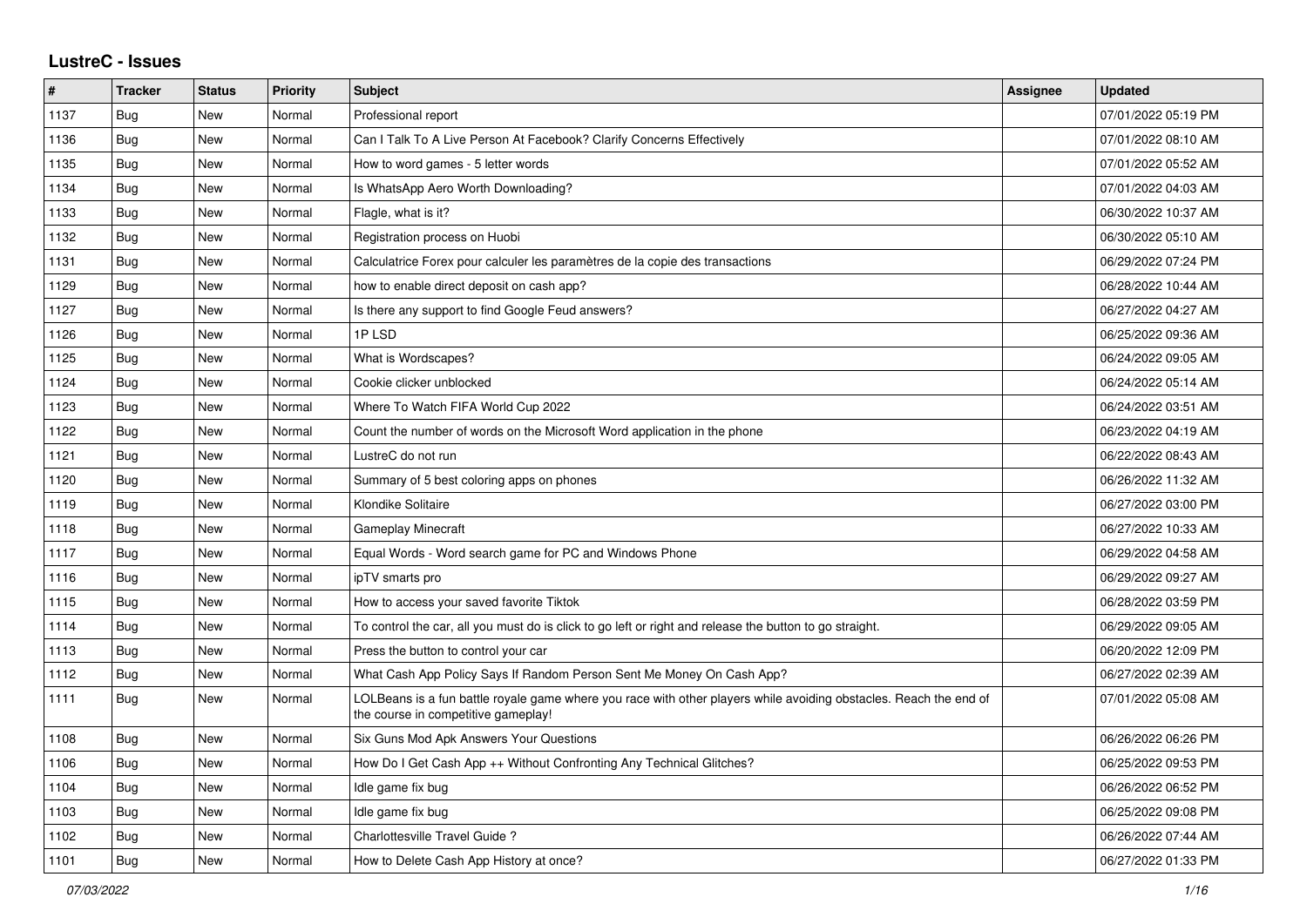# LustreC - Issues

| # | Tracker | Status | Priority | Subject | Assignee | Updated |
|---|---|---|---|---|---|---|
| 1137 | Bug | New | Normal | Professional report | | 07/01/2022 05:19 PM |
| 1136 | Bug | New | Normal | Can I Talk To A Live Person At Facebook? Clarify Concerns Effectively | | 07/01/2022 08:10 AM |
| 1135 | Bug | New | Normal | How to word games - 5 letter words | | 07/01/2022 05:52 AM |
| 1134 | Bug | New | Normal | Is WhatsApp Aero Worth Downloading? | | 07/01/2022 04:03 AM |
| 1133 | Bug | New | Normal | Flagle, what is it? | | 06/30/2022 10:37 AM |
| 1132 | Bug | New | Normal | Registration process on Huobi | | 06/30/2022 05:10 AM |
| 1131 | Bug | New | Normal | Calculatrice Forex pour calculer les paramètres de la copie des transactions | | 06/29/2022 07:24 PM |
| 1129 | Bug | New | Normal | how to enable direct deposit on cash app? | | 06/28/2022 10:44 AM |
| 1127 | Bug | New | Normal | Is there any support to find Google Feud answers? | | 06/27/2022 04:27 AM |
| 1126 | Bug | New | Normal | 1P LSD | | 06/25/2022 09:36 AM |
| 1125 | Bug | New | Normal | What is Wordscapes? | | 06/24/2022 09:05 AM |
| 1124 | Bug | New | Normal | Cookie clicker unblocked | | 06/24/2022 05:14 AM |
| 1123 | Bug | New | Normal | Where To Watch FIFA World Cup 2022 | | 06/24/2022 03:51 AM |
| 1122 | Bug | New | Normal | Count the number of words on the Microsoft Word application in the phone | | 06/23/2022 04:19 AM |
| 1121 | Bug | New | Normal | LustreC do not run | | 06/22/2022 08:43 AM |
| 1120 | Bug | New | Normal | Summary of 5 best coloring apps on phones | | 06/26/2022 11:32 AM |
| 1119 | Bug | New | Normal | Klondike Solitaire | | 06/27/2022 03:00 PM |
| 1118 | Bug | New | Normal | Gameplay Minecraft | | 06/27/2022 10:33 AM |
| 1117 | Bug | New | Normal | Equal Words - Word search game for PC and Windows Phone | | 06/29/2022 04:58 AM |
| 1116 | Bug | New | Normal | ipTV smarts pro | | 06/29/2022 09:27 AM |
| 1115 | Bug | New | Normal | How to access your saved favorite Tiktok | | 06/28/2022 03:59 PM |
| 1114 | Bug | New | Normal | To control the car, all you must do is click to go left or right and release the button to go straight. | | 06/29/2022 09:05 AM |
| 1113 | Bug | New | Normal | Press the button to control your car | | 06/20/2022 12:09 PM |
| 1112 | Bug | New | Normal | What Cash App Policy Says If Random Person Sent Me Money On Cash App? | | 06/27/2022 02:39 AM |
| 1111 | Bug | New | Normal | LOLBeans is a fun battle royale game where you race with other players while avoiding obstacles. Reach the end of the course in competitive gameplay! | | 07/01/2022 05:08 AM |
| 1108 | Bug | New | Normal | Six Guns Mod Apk Answers Your Questions | | 06/26/2022 06:26 PM |
| 1106 | Bug | New | Normal | How Do I Get Cash App ++ Without Confronting Any Technical Glitches? | | 06/25/2022 09:53 PM |
| 1104 | Bug | New | Normal | Idle game fix bug | | 06/26/2022 06:52 PM |
| 1103 | Bug | New | Normal | Idle game fix bug | | 06/25/2022 09:08 PM |
| 1102 | Bug | New | Normal | Charlottesville Travel Guide ? | | 06/26/2022 07:44 AM |
| 1101 | Bug | New | Normal | How to Delete Cash App History at once? | | 06/27/2022 01:33 PM |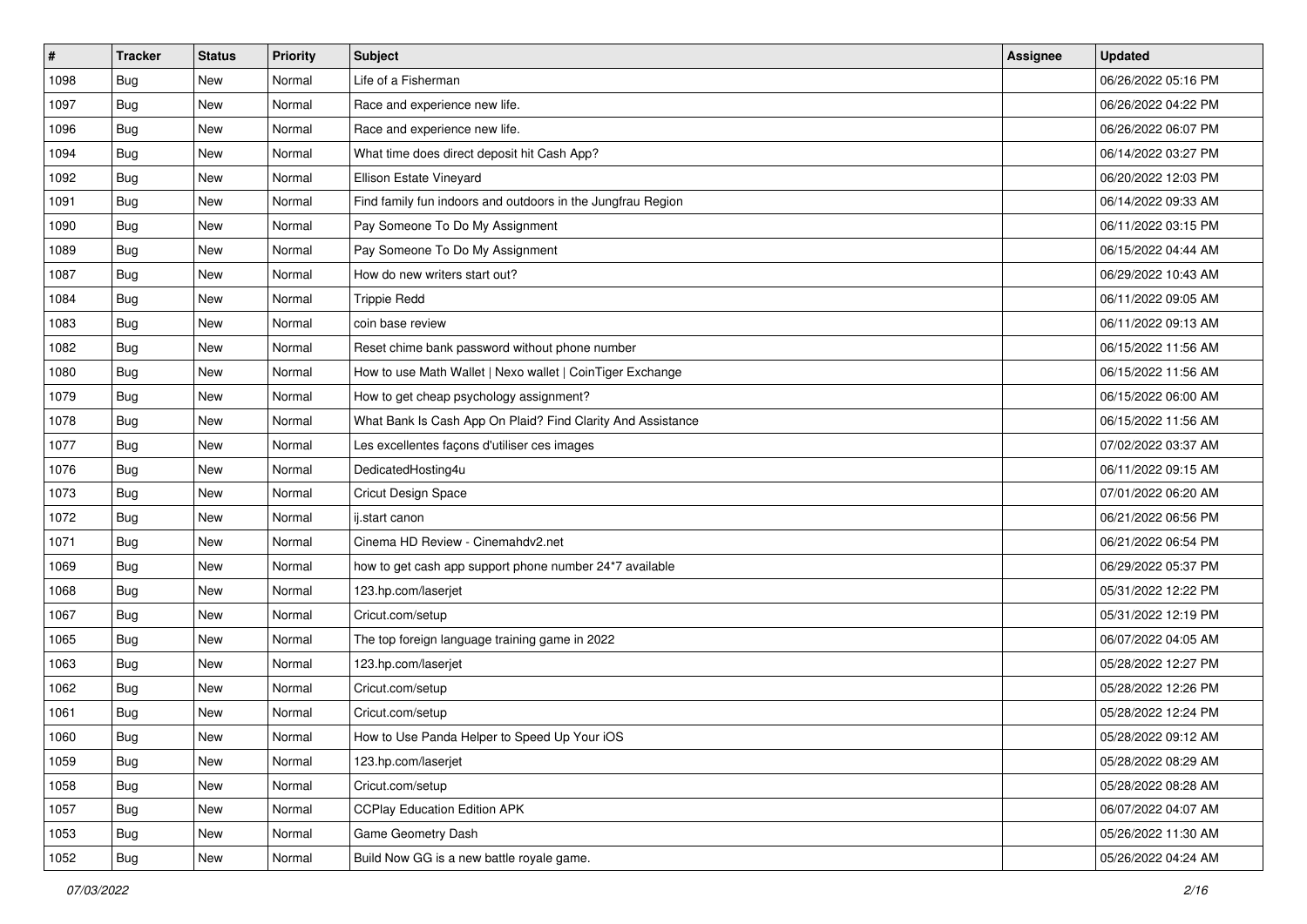| # | Tracker | Status | Priority | Subject | Assignee | Updated |
|---|---|---|---|---|---|---|
| 1098 | Bug | New | Normal | Life of a Fisherman | | 06/26/2022 05:16 PM |
| 1097 | Bug | New | Normal | Race and experience new life. | | 06/26/2022 04:22 PM |
| 1096 | Bug | New | Normal | Race and experience new life. | | 06/26/2022 06:07 PM |
| 1094 | Bug | New | Normal | What time does direct deposit hit Cash App? | | 06/14/2022 03:27 PM |
| 1092 | Bug | New | Normal | Ellison Estate Vineyard | | 06/20/2022 12:03 PM |
| 1091 | Bug | New | Normal | Find family fun indoors and outdoors in the Jungfrau Region | | 06/14/2022 09:33 AM |
| 1090 | Bug | New | Normal | Pay Someone To Do My Assignment | | 06/11/2022 03:15 PM |
| 1089 | Bug | New | Normal | Pay Someone To Do My Assignment | | 06/15/2022 04:44 AM |
| 1087 | Bug | New | Normal | How do new writers start out? | | 06/29/2022 10:43 AM |
| 1084 | Bug | New | Normal | Trippie Redd | | 06/11/2022 09:05 AM |
| 1083 | Bug | New | Normal | coin base review | | 06/11/2022 09:13 AM |
| 1082 | Bug | New | Normal | Reset chime bank password without phone number | | 06/15/2022 11:56 AM |
| 1080 | Bug | New | Normal | How to use Math Wallet \| Nexo wallet \| CoinTiger Exchange | | 06/15/2022 11:56 AM |
| 1079 | Bug | New | Normal | How to get cheap psychology assignment? | | 06/15/2022 06:00 AM |
| 1078 | Bug | New | Normal | What Bank Is Cash App On Plaid? Find Clarity And Assistance | | 06/15/2022 11:56 AM |
| 1077 | Bug | New | Normal | Les excellentes façons d'utiliser ces images | | 07/02/2022 03:37 AM |
| 1076 | Bug | New | Normal | DedicatedHosting4u | | 06/11/2022 09:15 AM |
| 1073 | Bug | New | Normal | Cricut Design Space | | 07/01/2022 06:20 AM |
| 1072 | Bug | New | Normal | ij.start canon | | 06/21/2022 06:56 PM |
| 1071 | Bug | New | Normal | Cinema HD Review - Cinemahdv2.net | | 06/21/2022 06:54 PM |
| 1069 | Bug | New | Normal | how to get cash app support phone number 24*7 available | | 06/29/2022 05:37 PM |
| 1068 | Bug | New | Normal | 123.hp.com/laserjet | | 05/31/2022 12:22 PM |
| 1067 | Bug | New | Normal | Cricut.com/setup | | 05/31/2022 12:19 PM |
| 1065 | Bug | New | Normal | The top foreign language training game in 2022 | | 06/07/2022 04:05 AM |
| 1063 | Bug | New | Normal | 123.hp.com/laserjet | | 05/28/2022 12:27 PM |
| 1062 | Bug | New | Normal | Cricut.com/setup | | 05/28/2022 12:26 PM |
| 1061 | Bug | New | Normal | Cricut.com/setup | | 05/28/2022 12:24 PM |
| 1060 | Bug | New | Normal | How to Use Panda Helper to Speed Up Your iOS | | 05/28/2022 09:12 AM |
| 1059 | Bug | New | Normal | 123.hp.com/laserjet | | 05/28/2022 08:29 AM |
| 1058 | Bug | New | Normal | Cricut.com/setup | | 05/28/2022 08:28 AM |
| 1057 | Bug | New | Normal | CCPlay Education Edition APK | | 06/07/2022 04:07 AM |
| 1053 | Bug | New | Normal | Game Geometry Dash | | 05/26/2022 11:30 AM |
| 1052 | Bug | New | Normal | Build Now GG is a new battle royale game. | | 05/26/2022 04:24 AM |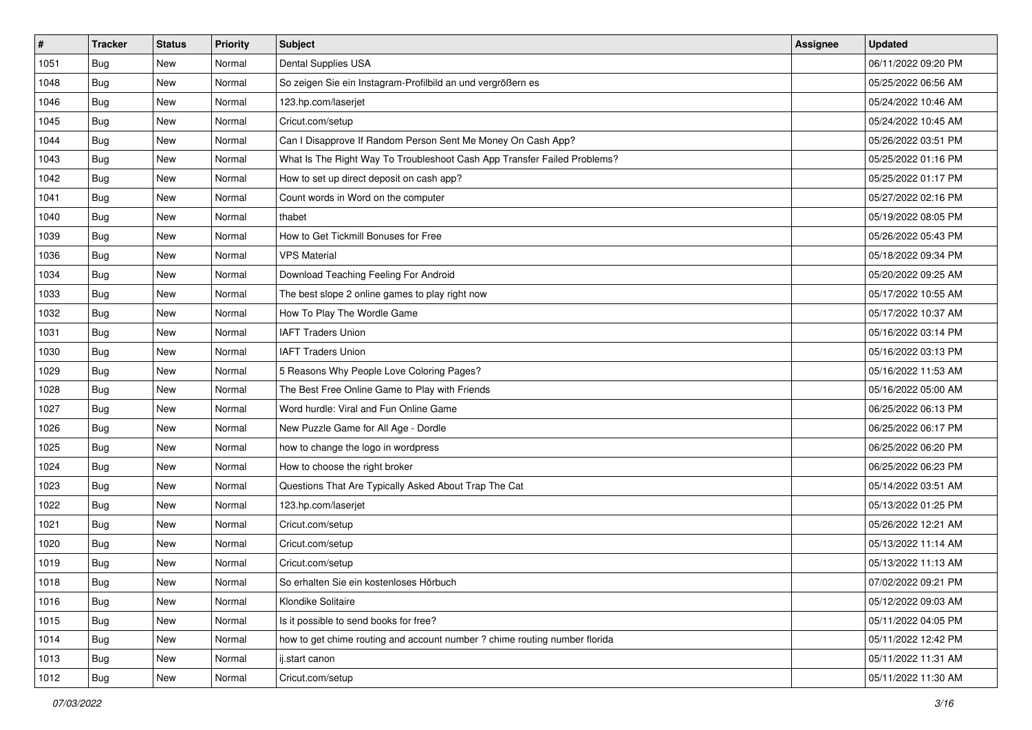| # | Tracker | Status | Priority | Subject | Assignee | Updated |
| --- | --- | --- | --- | --- | --- | --- |
| 1051 | Bug | New | Normal | Dental Supplies USA | | 06/11/2022 09:20 PM |
| 1048 | Bug | New | Normal | So zeigen Sie ein Instagram-Profilbild an und vergrößern es | | 05/25/2022 06:56 AM |
| 1046 | Bug | New | Normal | 123.hp.com/laserjet | | 05/24/2022 10:46 AM |
| 1045 | Bug | New | Normal | Cricut.com/setup | | 05/24/2022 10:45 AM |
| 1044 | Bug | New | Normal | Can I Disapprove If Random Person Sent Me Money On Cash App? | | 05/26/2022 03:51 PM |
| 1043 | Bug | New | Normal | What Is The Right Way To Troubleshoot Cash App Transfer Failed Problems? | | 05/25/2022 01:16 PM |
| 1042 | Bug | New | Normal | How to set up direct deposit on cash app? | | 05/25/2022 01:17 PM |
| 1041 | Bug | New | Normal | Count words in Word on the computer | | 05/27/2022 02:16 PM |
| 1040 | Bug | New | Normal | thabet | | 05/19/2022 08:05 PM |
| 1039 | Bug | New | Normal | How to Get Tickmill Bonuses for Free | | 05/26/2022 05:43 PM |
| 1036 | Bug | New | Normal | VPS Material | | 05/18/2022 09:34 PM |
| 1034 | Bug | New | Normal | Download Teaching Feeling For Android | | 05/20/2022 09:25 AM |
| 1033 | Bug | New | Normal | The best slope 2 online games to play right now | | 05/17/2022 10:55 AM |
| 1032 | Bug | New | Normal | How To Play The Wordle Game | | 05/17/2022 10:37 AM |
| 1031 | Bug | New | Normal | IAFT Traders Union | | 05/16/2022 03:14 PM |
| 1030 | Bug | New | Normal | IAFT Traders Union | | 05/16/2022 03:13 PM |
| 1029 | Bug | New | Normal | 5 Reasons Why People Love Coloring Pages? | | 05/16/2022 11:53 AM |
| 1028 | Bug | New | Normal | The Best Free Online Game to Play with Friends | | 05/16/2022 05:00 AM |
| 1027 | Bug | New | Normal | Word hurdle: Viral and Fun Online Game | | 06/25/2022 06:13 PM |
| 1026 | Bug | New | Normal | New Puzzle Game for All Age - Dordle | | 06/25/2022 06:17 PM |
| 1025 | Bug | New | Normal | how to change the logo in wordpress | | 06/25/2022 06:20 PM |
| 1024 | Bug | New | Normal | How to choose the right broker | | 06/25/2022 06:23 PM |
| 1023 | Bug | New | Normal | Questions That Are Typically Asked About Trap The Cat | | 05/14/2022 03:51 AM |
| 1022 | Bug | New | Normal | 123.hp.com/laserjet | | 05/13/2022 01:25 PM |
| 1021 | Bug | New | Normal | Cricut.com/setup | | 05/26/2022 12:21 AM |
| 1020 | Bug | New | Normal | Cricut.com/setup | | 05/13/2022 11:14 AM |
| 1019 | Bug | New | Normal | Cricut.com/setup | | 05/13/2022 11:13 AM |
| 1018 | Bug | New | Normal | So erhalten Sie ein kostenloses Hörbuch | | 07/02/2022 09:21 PM |
| 1016 | Bug | New | Normal | Klondike Solitaire | | 05/12/2022 09:03 AM |
| 1015 | Bug | New | Normal | Is it possible to send books for free? | | 05/11/2022 04:05 PM |
| 1014 | Bug | New | Normal | how to get chime routing and account number ? chime routing number florida | | 05/11/2022 12:42 PM |
| 1013 | Bug | New | Normal | ij.start canon | | 05/11/2022 11:31 AM |
| 1012 | Bug | New | Normal | Cricut.com/setup | | 05/11/2022 11:30 AM |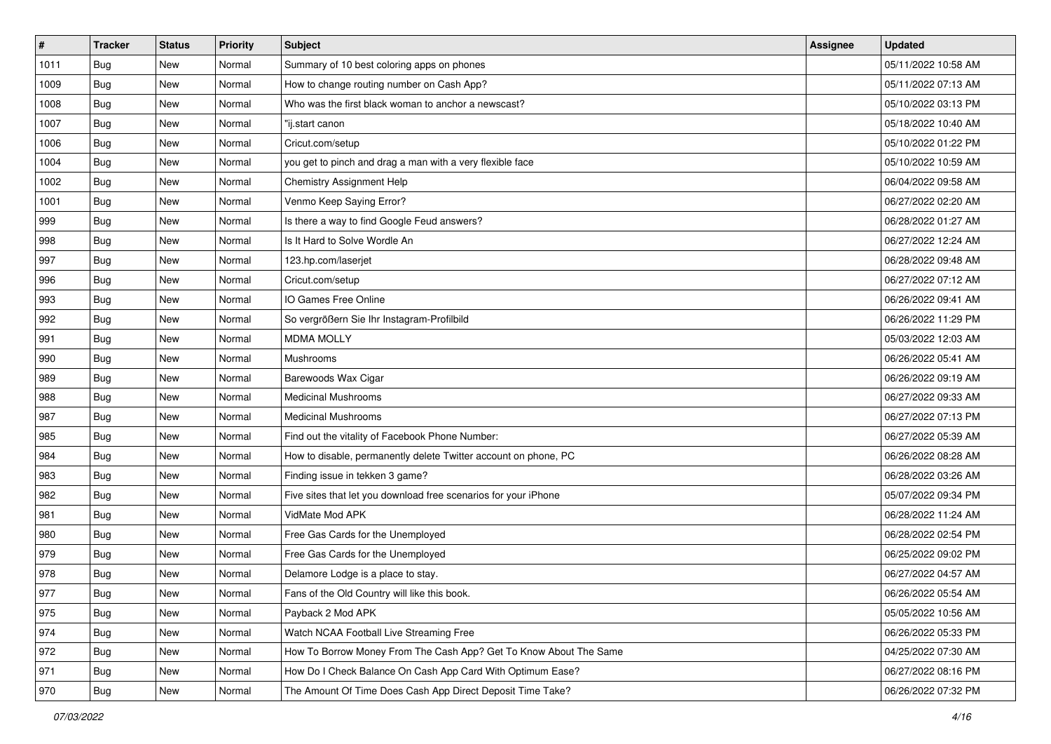| # | Tracker | Status | Priority | Subject | Assignee | Updated |
|---|---|---|---|---|---|---|
| 1011 | Bug | New | Normal | Summary of 10 best coloring apps on phones | | 05/11/2022 10:58 AM |
| 1009 | Bug | New | Normal | How to change routing number on Cash App? | | 05/11/2022 07:13 AM |
| 1008 | Bug | New | Normal | Who was the first black woman to anchor a newscast? | | 05/10/2022 03:13 PM |
| 1007 | Bug | New | Normal | "ij.start canon | | 05/18/2022 10:40 AM |
| 1006 | Bug | New | Normal | Cricut.com/setup | | 05/10/2022 01:22 PM |
| 1004 | Bug | New | Normal | you get to pinch and drag a man with a very flexible face | | 05/10/2022 10:59 AM |
| 1002 | Bug | New | Normal | Chemistry Assignment Help | | 06/04/2022 09:58 AM |
| 1001 | Bug | New | Normal | Venmo Keep Saying Error? | | 06/27/2022 02:20 AM |
| 999 | Bug | New | Normal | Is there a way to find Google Feud answers? | | 06/28/2022 01:27 AM |
| 998 | Bug | New | Normal | Is It Hard to Solve Wordle An | | 06/27/2022 12:24 AM |
| 997 | Bug | New | Normal | 123.hp.com/laserjet | | 06/28/2022 09:48 AM |
| 996 | Bug | New | Normal | Cricut.com/setup | | 06/27/2022 07:12 AM |
| 993 | Bug | New | Normal | IO Games Free Online | | 06/26/2022 09:41 AM |
| 992 | Bug | New | Normal | So vergrößern Sie Ihr Instagram-Profilbild | | 06/26/2022 11:29 PM |
| 991 | Bug | New | Normal | MDMA MOLLY | | 05/03/2022 12:03 AM |
| 990 | Bug | New | Normal | Mushrooms | | 06/26/2022 05:41 AM |
| 989 | Bug | New | Normal | Barewoods Wax Cigar | | 06/26/2022 09:19 AM |
| 988 | Bug | New | Normal | Medicinal Mushrooms | | 06/27/2022 09:33 AM |
| 987 | Bug | New | Normal | Medicinal Mushrooms | | 06/27/2022 07:13 PM |
| 985 | Bug | New | Normal | Find out the vitality of Facebook Phone Number: | | 06/27/2022 05:39 AM |
| 984 | Bug | New | Normal | How to disable, permanently delete Twitter account on phone, PC | | 06/26/2022 08:28 AM |
| 983 | Bug | New | Normal | Finding issue in tekken 3 game? | | 06/28/2022 03:26 AM |
| 982 | Bug | New | Normal | Five sites that let you download free scenarios for your iPhone | | 05/07/2022 09:34 PM |
| 981 | Bug | New | Normal | VidMate Mod APK | | 06/28/2022 11:24 AM |
| 980 | Bug | New | Normal | Free Gas Cards for the Unemployed | | 06/28/2022 02:54 PM |
| 979 | Bug | New | Normal | Free Gas Cards for the Unemployed | | 06/25/2022 09:02 PM |
| 978 | Bug | New | Normal | Delamore Lodge is a place to stay. | | 06/27/2022 04:57 AM |
| 977 | Bug | New | Normal | Fans of the Old Country will like this book. | | 06/26/2022 05:54 AM |
| 975 | Bug | New | Normal | Payback 2 Mod APK | | 05/05/2022 10:56 AM |
| 974 | Bug | New | Normal | Watch NCAA Football Live Streaming Free | | 06/26/2022 05:33 PM |
| 972 | Bug | New | Normal | How To Borrow Money From The Cash App? Get To Know About The Same | | 04/25/2022 07:30 AM |
| 971 | Bug | New | Normal | How Do I Check Balance On Cash App Card With Optimum Ease? | | 06/27/2022 08:16 PM |
| 970 | Bug | New | Normal | The Amount Of Time Does Cash App Direct Deposit Time Take? | | 06/26/2022 07:32 PM |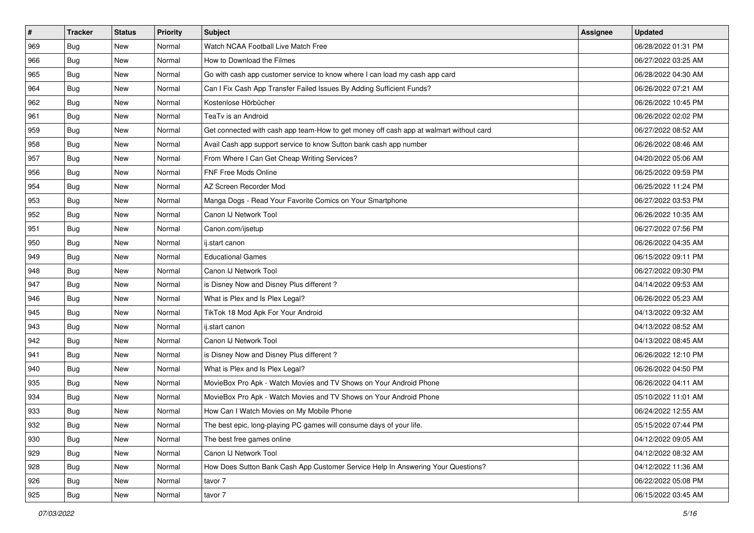| # | Tracker | Status | Priority | Subject | Assignee | Updated |
| --- | --- | --- | --- | --- | --- | --- |
| 969 | Bug | New | Normal | Watch NCAA Football Live Match Free | | 06/28/2022 01:31 PM |
| 966 | Bug | New | Normal | How to Download the Filmes | | 06/27/2022 03:25 AM |
| 965 | Bug | New | Normal | Go with cash app customer service to know where I can load my cash app card | | 06/28/2022 04:30 AM |
| 964 | Bug | New | Normal | Can I Fix Cash App Transfer Failed Issues By Adding Sufficient Funds? | | 06/26/2022 07:21 AM |
| 962 | Bug | New | Normal | Kostenlose Hörbücher | | 06/26/2022 10:45 PM |
| 961 | Bug | New | Normal | TeaTv is an Android | | 06/26/2022 02:02 PM |
| 959 | Bug | New | Normal | Get connected with cash app team-How to get money off cash app at walmart without card | | 06/27/2022 08:52 AM |
| 958 | Bug | New | Normal | Avail Cash app support service to know Sutton bank cash app number | | 06/26/2022 08:46 AM |
| 957 | Bug | New | Normal | From Where I Can Get Cheap Writing Services? | | 04/20/2022 05:06 AM |
| 956 | Bug | New | Normal | FNF Free Mods Online | | 06/25/2022 09:59 PM |
| 954 | Bug | New | Normal | AZ Screen Recorder Mod | | 06/25/2022 11:24 PM |
| 953 | Bug | New | Normal | Manga Dogs - Read Your Favorite Comics on Your Smartphone | | 06/27/2022 03:53 PM |
| 952 | Bug | New | Normal | Canon IJ Network Tool | | 06/26/2022 10:35 AM |
| 951 | Bug | New | Normal | Canon.com/ijsetup | | 06/27/2022 07:56 PM |
| 950 | Bug | New | Normal | ij.start canon | | 06/26/2022 04:35 AM |
| 949 | Bug | New | Normal | Educational Games | | 06/15/2022 09:11 PM |
| 948 | Bug | New | Normal | Canon IJ Network Tool | | 06/27/2022 09:30 PM |
| 947 | Bug | New | Normal | is Disney Now and Disney Plus different ? | | 04/14/2022 09:53 AM |
| 946 | Bug | New | Normal | What is Plex and Is Plex Legal? | | 06/26/2022 05:23 AM |
| 945 | Bug | New | Normal | TikTok 18 Mod Apk For Your Android | | 04/13/2022 09:32 AM |
| 943 | Bug | New | Normal | ij.start canon | | 04/13/2022 08:52 AM |
| 942 | Bug | New | Normal | Canon IJ Network Tool | | 04/13/2022 08:45 AM |
| 941 | Bug | New | Normal | is Disney Now and Disney Plus different ? | | 06/26/2022 12:10 PM |
| 940 | Bug | New | Normal | What is Plex and Is Plex Legal? | | 06/26/2022 04:50 PM |
| 935 | Bug | New | Normal | MovieBox Pro Apk - Watch Movies and TV Shows on Your Android Phone | | 06/26/2022 04:11 AM |
| 934 | Bug | New | Normal | MovieBox Pro Apk - Watch Movies and TV Shows on Your Android Phone | | 05/10/2022 11:01 AM |
| 933 | Bug | New | Normal | How Can I Watch Movies on My Mobile Phone | | 06/24/2022 12:55 AM |
| 932 | Bug | New | Normal | The best epic, long-playing PC games will consume days of your life. | | 05/15/2022 07:44 PM |
| 930 | Bug | New | Normal | The best free games online | | 04/12/2022 09:05 AM |
| 929 | Bug | New | Normal | Canon IJ Network Tool | | 04/12/2022 08:32 AM |
| 928 | Bug | New | Normal | How Does Sutton Bank Cash App Customer Service Help In Answering Your Questions? | | 04/12/2022 11:36 AM |
| 926 | Bug | New | Normal | tavor 7 | | 06/22/2022 05:08 PM |
| 925 | Bug | New | Normal | tavor 7 | | 06/15/2022 03:45 AM |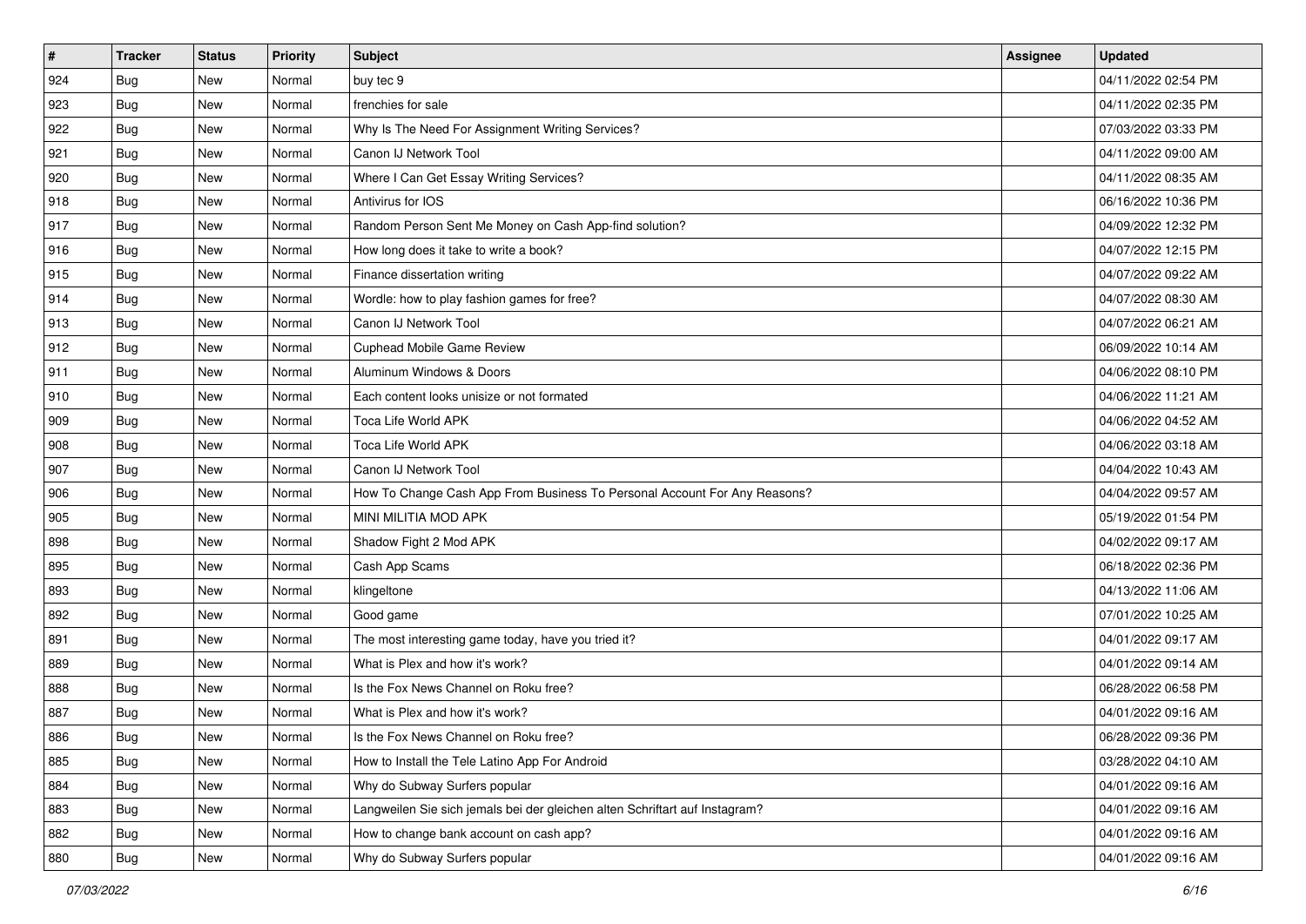| # | Tracker | Status | Priority | Subject | Assignee | Updated |
| --- | --- | --- | --- | --- | --- | --- |
| 924 | Bug | New | Normal | buy tec 9 | | 04/11/2022 02:54 PM |
| 923 | Bug | New | Normal | frenchies for sale | | 04/11/2022 02:35 PM |
| 922 | Bug | New | Normal | Why Is The Need For Assignment Writing Services? | | 07/03/2022 03:33 PM |
| 921 | Bug | New | Normal | Canon IJ Network Tool | | 04/11/2022 09:00 AM |
| 920 | Bug | New | Normal | Where I Can Get Essay Writing Services? | | 04/11/2022 08:35 AM |
| 918 | Bug | New | Normal | Antivirus for IOS | | 06/16/2022 10:36 PM |
| 917 | Bug | New | Normal | Random Person Sent Me Money on Cash App-find solution? | | 04/09/2022 12:32 PM |
| 916 | Bug | New | Normal | How long does it take to write a book? | | 04/07/2022 12:15 PM |
| 915 | Bug | New | Normal | Finance dissertation writing | | 04/07/2022 09:22 AM |
| 914 | Bug | New | Normal | Wordle: how to play fashion games for free? | | 04/07/2022 08:30 AM |
| 913 | Bug | New | Normal | Canon IJ Network Tool | | 04/07/2022 06:21 AM |
| 912 | Bug | New | Normal | Cuphead Mobile Game Review | | 06/09/2022 10:14 AM |
| 911 | Bug | New | Normal | Aluminum Windows & Doors | | 04/06/2022 08:10 PM |
| 910 | Bug | New | Normal | Each content looks unisize or not formated | | 04/06/2022 11:21 AM |
| 909 | Bug | New | Normal | Toca Life World APK | | 04/06/2022 04:52 AM |
| 908 | Bug | New | Normal | Toca Life World APK | | 04/06/2022 03:18 AM |
| 907 | Bug | New | Normal | Canon IJ Network Tool | | 04/04/2022 10:43 AM |
| 906 | Bug | New | Normal | How To Change Cash App From Business To Personal Account For Any Reasons? | | 04/04/2022 09:57 AM |
| 905 | Bug | New | Normal | MINI MILITIA MOD APK | | 05/19/2022 01:54 PM |
| 898 | Bug | New | Normal | Shadow Fight 2 Mod APK | | 04/02/2022 09:17 AM |
| 895 | Bug | New | Normal | Cash App Scams | | 06/18/2022 02:36 PM |
| 893 | Bug | New | Normal | klingeltone | | 04/13/2022 11:06 AM |
| 892 | Bug | New | Normal | Good game | | 07/01/2022 10:25 AM |
| 891 | Bug | New | Normal | The most interesting game today, have you tried it? | | 04/01/2022 09:17 AM |
| 889 | Bug | New | Normal | What is Plex and how it's work? | | 04/01/2022 09:14 AM |
| 888 | Bug | New | Normal | Is the Fox News Channel on Roku free? | | 06/28/2022 06:58 PM |
| 887 | Bug | New | Normal | What is Plex and how it's work? | | 04/01/2022 09:16 AM |
| 886 | Bug | New | Normal | Is the Fox News Channel on Roku free? | | 06/28/2022 09:36 PM |
| 885 | Bug | New | Normal | How to Install the Tele Latino App For Android | | 03/28/2022 04:10 AM |
| 884 | Bug | New | Normal | Why do Subway Surfers popular | | 04/01/2022 09:16 AM |
| 883 | Bug | New | Normal | Langweilen Sie sich jemals bei der gleichen alten Schriftart auf Instagram? | | 04/01/2022 09:16 AM |
| 882 | Bug | New | Normal | How to change bank account on cash app? | | 04/01/2022 09:16 AM |
| 880 | Bug | New | Normal | Why do Subway Surfers popular | | 04/01/2022 09:16 AM |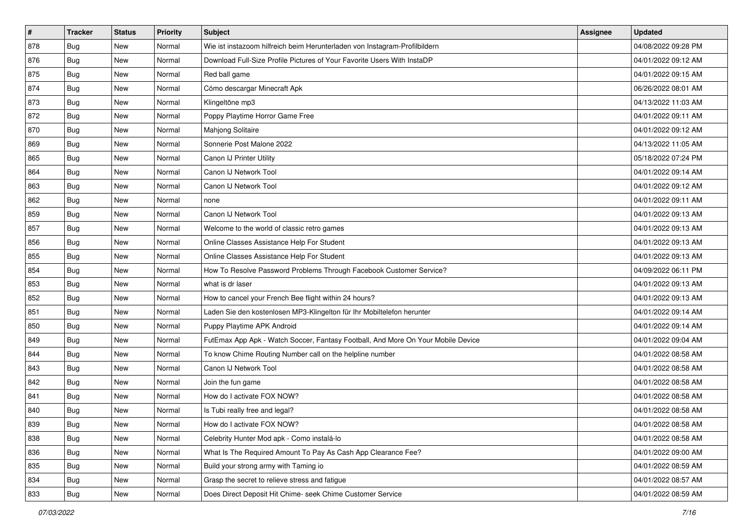| # | Tracker | Status | Priority | Subject | Assignee | Updated |
|---|---|---|---|---|---|---|
| 878 | Bug | New | Normal | Wie ist instazoom hilfreich beim Herunterladen von Instagram-Profilbildern | | 04/08/2022 09:28 PM |
| 876 | Bug | New | Normal | Download Full-Size Profile Pictures of Your Favorite Users With InstaDP | | 04/01/2022 09:12 AM |
| 875 | Bug | New | Normal | Red ball game | | 04/01/2022 09:15 AM |
| 874 | Bug | New | Normal | Cómo descargar Minecraft Apk | | 06/26/2022 08:01 AM |
| 873 | Bug | New | Normal | Klingeltöne mp3 | | 04/13/2022 11:03 AM |
| 872 | Bug | New | Normal | Poppy Playtime Horror Game Free | | 04/01/2022 09:11 AM |
| 870 | Bug | New | Normal | Mahjong Solitaire | | 04/01/2022 09:12 AM |
| 869 | Bug | New | Normal | Sonnerie Post Malone 2022 | | 04/13/2022 11:05 AM |
| 865 | Bug | New | Normal | Canon IJ Printer Utility | | 05/18/2022 07:24 PM |
| 864 | Bug | New | Normal | Canon IJ Network Tool | | 04/01/2022 09:14 AM |
| 863 | Bug | New | Normal | Canon IJ Network Tool | | 04/01/2022 09:12 AM |
| 862 | Bug | New | Normal | none | | 04/01/2022 09:11 AM |
| 859 | Bug | New | Normal | Canon IJ Network Tool | | 04/01/2022 09:13 AM |
| 857 | Bug | New | Normal | Welcome to the world of classic retro games | | 04/01/2022 09:13 AM |
| 856 | Bug | New | Normal | Online Classes Assistance Help For Student | | 04/01/2022 09:13 AM |
| 855 | Bug | New | Normal | Online Classes Assistance Help For Student | | 04/01/2022 09:13 AM |
| 854 | Bug | New | Normal | How To Resolve Password Problems Through Facebook Customer Service? | | 04/09/2022 06:11 PM |
| 853 | Bug | New | Normal | what is dr laser | | 04/01/2022 09:13 AM |
| 852 | Bug | New | Normal | How to cancel your French Bee flight within 24 hours? | | 04/01/2022 09:13 AM |
| 851 | Bug | New | Normal | Laden Sie den kostenlosen MP3-Klingelton für Ihr Mobiltelefon herunter | | 04/01/2022 09:14 AM |
| 850 | Bug | New | Normal | Puppy Playtime APK Android | | 04/01/2022 09:14 AM |
| 849 | Bug | New | Normal | FutEmax App Apk - Watch Soccer, Fantasy Football, And More On Your Mobile Device | | 04/01/2022 09:04 AM |
| 844 | Bug | New | Normal | To know Chime Routing Number call on the helpline number | | 04/01/2022 08:58 AM |
| 843 | Bug | New | Normal | Canon IJ Network Tool | | 04/01/2022 08:58 AM |
| 842 | Bug | New | Normal | Join the fun game | | 04/01/2022 08:58 AM |
| 841 | Bug | New | Normal | How do I activate FOX NOW? | | 04/01/2022 08:58 AM |
| 840 | Bug | New | Normal | Is Tubi really free and legal? | | 04/01/2022 08:58 AM |
| 839 | Bug | New | Normal | How do I activate FOX NOW? | | 04/01/2022 08:58 AM |
| 838 | Bug | New | Normal | Celebrity Hunter Mod apk - Como instalá-lo | | 04/01/2022 08:58 AM |
| 836 | Bug | New | Normal | What Is The Required Amount To Pay As Cash App Clearance Fee? | | 04/01/2022 09:00 AM |
| 835 | Bug | New | Normal | Build your strong army with Taming io | | 04/01/2022 08:59 AM |
| 834 | Bug | New | Normal | Grasp the secret to relieve stress and fatigue | | 04/01/2022 08:57 AM |
| 833 | Bug | New | Normal | Does Direct Deposit Hit Chime- seek Chime Customer Service | | 04/01/2022 08:59 AM |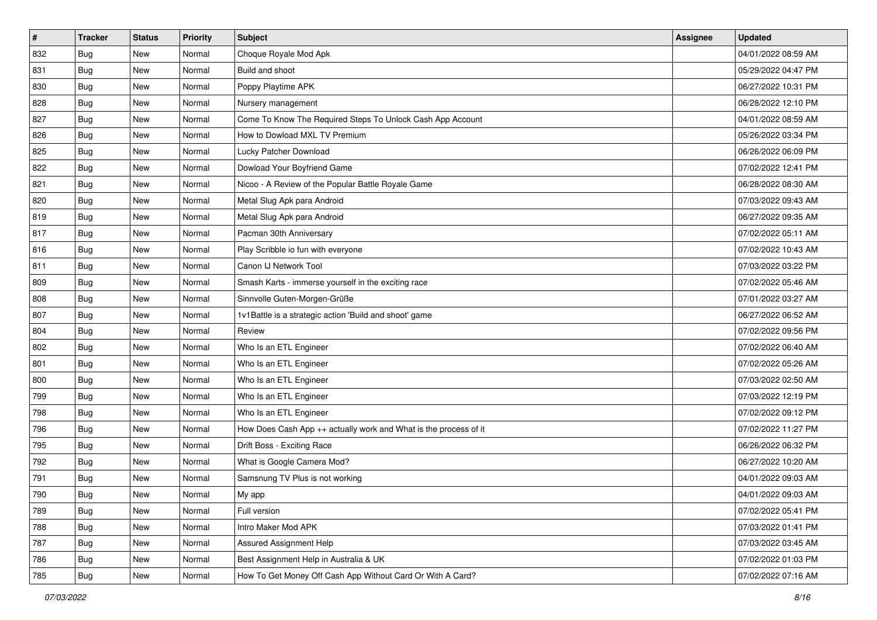| # | Tracker | Status | Priority | Subject | Assignee | Updated |
|---|---|---|---|---|---|---|
| 832 | Bug | New | Normal | Choque Royale Mod Apk | | 04/01/2022 08:59 AM |
| 831 | Bug | New | Normal | Build and shoot | | 05/29/2022 04:47 PM |
| 830 | Bug | New | Normal | Poppy Playtime APK | | 06/27/2022 10:31 PM |
| 828 | Bug | New | Normal | Nursery management | | 06/28/2022 12:10 PM |
| 827 | Bug | New | Normal | Come To Know The Required Steps To Unlock Cash App Account | | 04/01/2022 08:59 AM |
| 826 | Bug | New | Normal | How to Dowload MXL TV Premium | | 05/26/2022 03:34 PM |
| 825 | Bug | New | Normal | Lucky Patcher Download | | 06/26/2022 06:09 PM |
| 822 | Bug | New | Normal | Dowload Your Boyfriend Game | | 07/02/2022 12:41 PM |
| 821 | Bug | New | Normal | Nicoo - A Review of the Popular Battle Royale Game | | 06/28/2022 08:30 AM |
| 820 | Bug | New | Normal | Metal Slug Apk para Android | | 07/03/2022 09:43 AM |
| 819 | Bug | New | Normal | Metal Slug Apk para Android | | 06/27/2022 09:35 AM |
| 817 | Bug | New | Normal | Pacman 30th Anniversary | | 07/02/2022 05:11 AM |
| 816 | Bug | New | Normal | Play Scribble io fun with everyone | | 07/02/2022 10:43 AM |
| 811 | Bug | New | Normal | Canon IJ Network Tool | | 07/03/2022 03:22 PM |
| 809 | Bug | New | Normal | Smash Karts - immerse yourself in the exciting race | | 07/02/2022 05:46 AM |
| 808 | Bug | New | Normal | Sinnvolle Guten-Morgen-Grüße | | 07/01/2022 03:27 AM |
| 807 | Bug | New | Normal | 1v1Battle is a strategic action 'Build and shoot' game | | 06/27/2022 06:52 AM |
| 804 | Bug | New | Normal | Review | | 07/02/2022 09:56 PM |
| 802 | Bug | New | Normal | Who Is an ETL Engineer | | 07/02/2022 06:40 AM |
| 801 | Bug | New | Normal | Who Is an ETL Engineer | | 07/02/2022 05:26 AM |
| 800 | Bug | New | Normal | Who Is an ETL Engineer | | 07/03/2022 02:50 AM |
| 799 | Bug | New | Normal | Who Is an ETL Engineer | | 07/03/2022 12:19 PM |
| 798 | Bug | New | Normal | Who Is an ETL Engineer | | 07/02/2022 09:12 PM |
| 796 | Bug | New | Normal | How Does Cash App ++ actually work and What is the process of it | | 07/02/2022 11:27 PM |
| 795 | Bug | New | Normal | Drift Boss - Exciting Race | | 06/26/2022 06:32 PM |
| 792 | Bug | New | Normal | What is Google Camera Mod? | | 06/27/2022 10:20 AM |
| 791 | Bug | New | Normal | Samsnung TV Plus is not working | | 04/01/2022 09:03 AM |
| 790 | Bug | New | Normal | My app | | 04/01/2022 09:03 AM |
| 789 | Bug | New | Normal | Full version | | 07/02/2022 05:41 PM |
| 788 | Bug | New | Normal | Intro Maker Mod APK | | 07/03/2022 01:41 PM |
| 787 | Bug | New | Normal | Assured Assignment Help | | 07/03/2022 03:45 AM |
| 786 | Bug | New | Normal | Best Assignment Help in Australia & UK | | 07/02/2022 01:03 PM |
| 785 | Bug | New | Normal | How To Get Money Off Cash App Without Card Or With A Card? | | 07/02/2022 07:16 AM |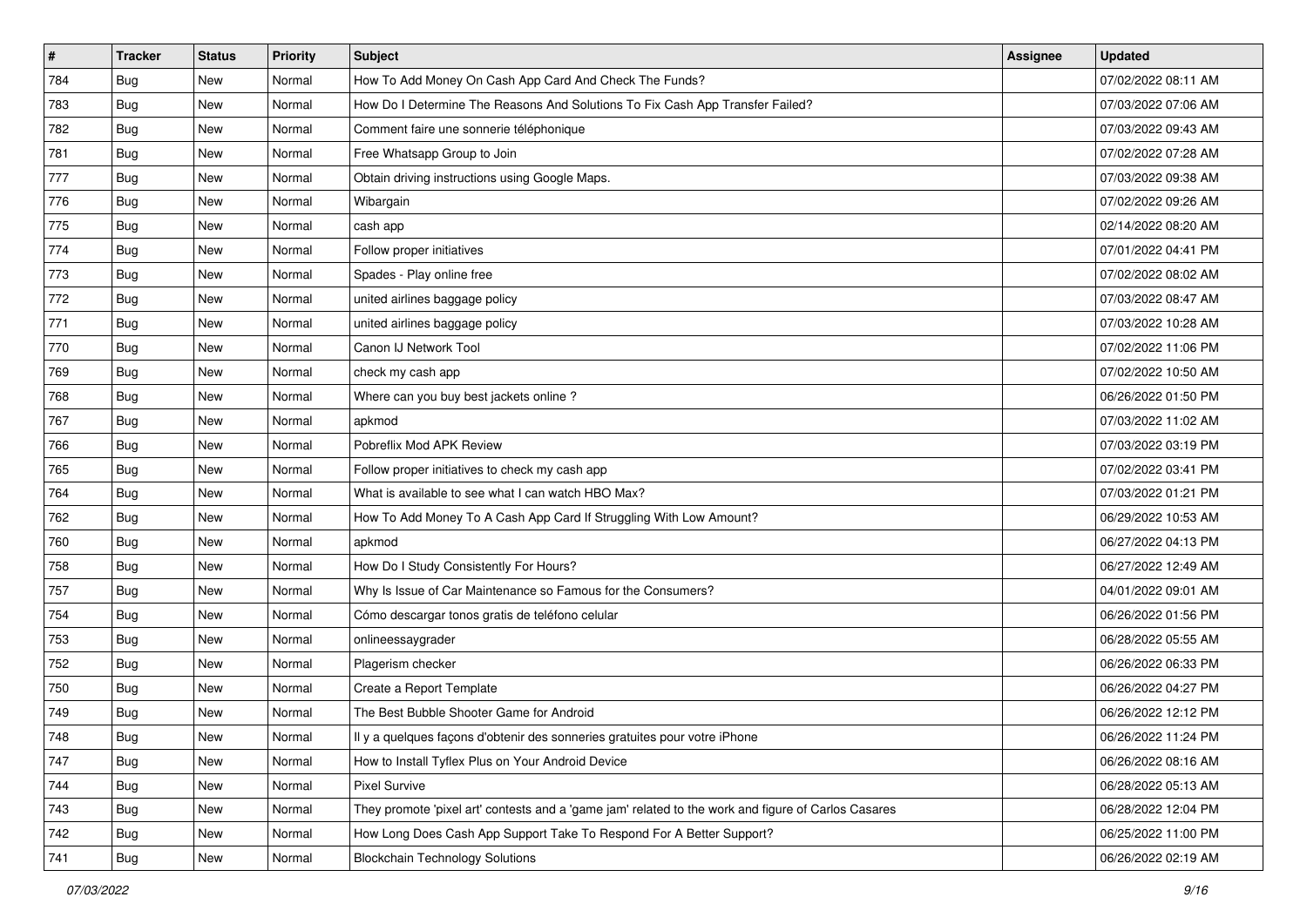| # | Tracker | Status | Priority | Subject | Assignee | Updated |
|---|---|---|---|---|---|---|
| 784 | Bug | New | Normal | How To Add Money On Cash App Card And Check The Funds? | | 07/02/2022 08:11 AM |
| 783 | Bug | New | Normal | How Do I Determine The Reasons And Solutions To Fix Cash App Transfer Failed? | | 07/03/2022 07:06 AM |
| 782 | Bug | New | Normal | Comment faire une sonnerie téléphonique | | 07/03/2022 09:43 AM |
| 781 | Bug | New | Normal | Free Whatsapp Group to Join | | 07/02/2022 07:28 AM |
| 777 | Bug | New | Normal | Obtain driving instructions using Google Maps. | | 07/03/2022 09:38 AM |
| 776 | Bug | New | Normal | Wibargain | | 07/02/2022 09:26 AM |
| 775 | Bug | New | Normal | cash app | | 02/14/2022 08:20 AM |
| 774 | Bug | New | Normal | Follow proper initiatives | | 07/01/2022 04:41 PM |
| 773 | Bug | New | Normal | Spades - Play online free | | 07/02/2022 08:02 AM |
| 772 | Bug | New | Normal | united airlines baggage policy | | 07/03/2022 08:47 AM |
| 771 | Bug | New | Normal | united airlines baggage policy | | 07/03/2022 10:28 AM |
| 770 | Bug | New | Normal | Canon IJ Network Tool | | 07/02/2022 11:06 PM |
| 769 | Bug | New | Normal | check my cash app | | 07/02/2022 10:50 AM |
| 768 | Bug | New | Normal | Where can you buy best jackets online ? | | 06/26/2022 01:50 PM |
| 767 | Bug | New | Normal | apkmod | | 07/03/2022 11:02 AM |
| 766 | Bug | New | Normal | Pobreflix Mod APK Review | | 07/03/2022 03:19 PM |
| 765 | Bug | New | Normal | Follow proper initiatives to check my cash app | | 07/02/2022 03:41 PM |
| 764 | Bug | New | Normal | What is available to see what I can watch HBO Max? | | 07/03/2022 01:21 PM |
| 762 | Bug | New | Normal | How To Add Money To A Cash App Card If Struggling With Low Amount? | | 06/29/2022 10:53 AM |
| 760 | Bug | New | Normal | apkmod | | 06/27/2022 04:13 PM |
| 758 | Bug | New | Normal | How Do I Study Consistently For Hours? | | 06/27/2022 12:49 AM |
| 757 | Bug | New | Normal | Why Is Issue of Car Maintenance so Famous for the Consumers? | | 04/01/2022 09:01 AM |
| 754 | Bug | New | Normal | Cómo descargar tonos gratis de teléfono celular | | 06/26/2022 01:56 PM |
| 753 | Bug | New | Normal | onlineessaygrader | | 06/28/2022 05:55 AM |
| 752 | Bug | New | Normal | Plagerism checker | | 06/26/2022 06:33 PM |
| 750 | Bug | New | Normal | Create a Report Template | | 06/26/2022 04:27 PM |
| 749 | Bug | New | Normal | The Best Bubble Shooter Game for Android | | 06/26/2022 12:12 PM |
| 748 | Bug | New | Normal | Il y a quelques façons d'obtenir des sonneries gratuites pour votre iPhone | | 06/26/2022 11:24 PM |
| 747 | Bug | New | Normal | How to Install Tyflex Plus on Your Android Device | | 06/26/2022 08:16 AM |
| 744 | Bug | New | Normal | Pixel Survive | | 06/28/2022 05:13 AM |
| 743 | Bug | New | Normal | They promote 'pixel art' contests and a 'game jam' related to the work and figure of Carlos Casares | | 06/28/2022 12:04 PM |
| 742 | Bug | New | Normal | How Long Does Cash App Support Take To Respond For A Better Support? | | 06/25/2022 11:00 PM |
| 741 | Bug | New | Normal | Blockchain Technology Solutions | | 06/26/2022 02:19 AM |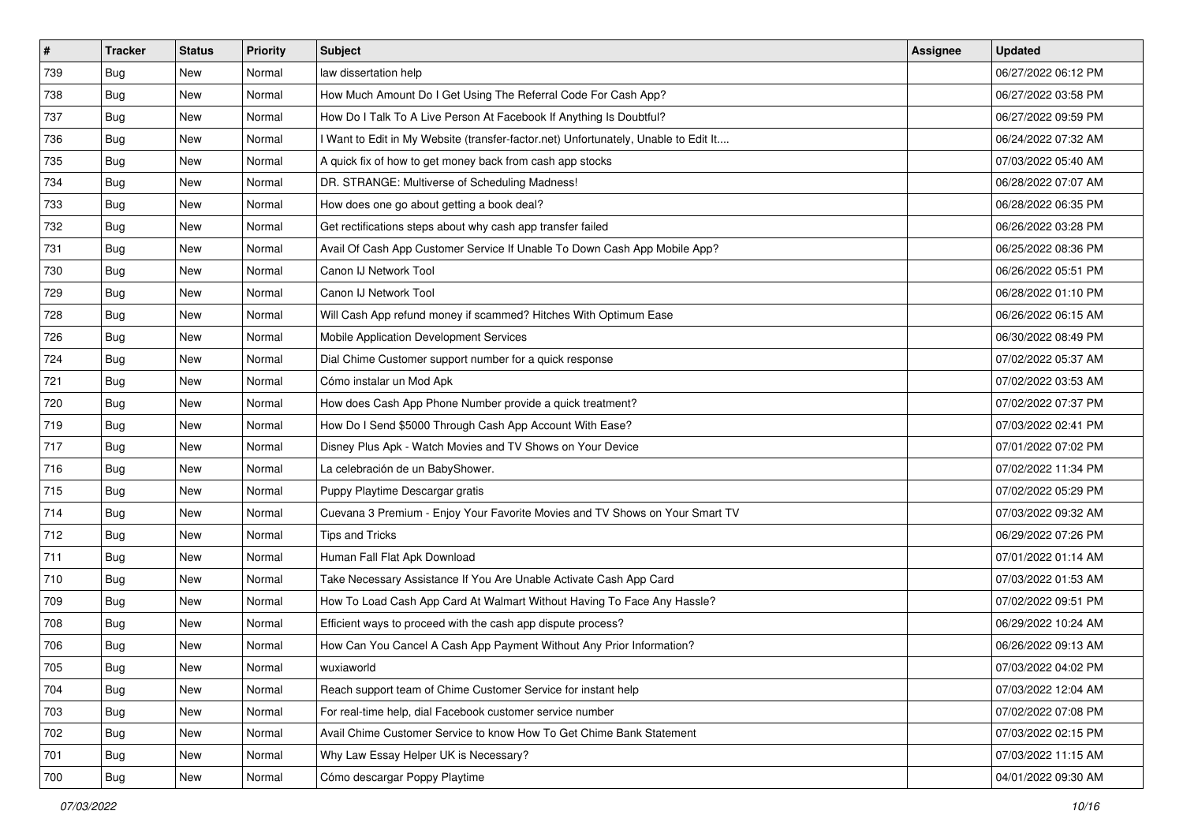| # | Tracker | Status | Priority | Subject | Assignee | Updated |
|---|---|---|---|---|---|---|
| 739 | Bug | New | Normal | law dissertation help | | 06/27/2022 06:12 PM |
| 738 | Bug | New | Normal | How Much Amount Do I Get Using The Referral Code For Cash App? | | 06/27/2022 03:58 PM |
| 737 | Bug | New | Normal | How Do I Talk To A Live Person At Facebook If Anything Is Doubtful? | | 06/27/2022 09:59 PM |
| 736 | Bug | New | Normal | I Want to Edit in My Website (transfer-factor.net) Unfortunately, Unable to Edit It.... | | 06/24/2022 07:32 AM |
| 735 | Bug | New | Normal | A quick fix of how to get money back from cash app stocks | | 07/03/2022 05:40 AM |
| 734 | Bug | New | Normal | DR. STRANGE: Multiverse of Scheduling Madness! | | 06/28/2022 07:07 AM |
| 733 | Bug | New | Normal | How does one go about getting a book deal? | | 06/28/2022 06:35 PM |
| 732 | Bug | New | Normal | Get rectifications steps about why cash app transfer failed | | 06/26/2022 03:28 PM |
| 731 | Bug | New | Normal | Avail Of Cash App Customer Service If Unable To Down Cash App Mobile App? | | 06/25/2022 08:36 PM |
| 730 | Bug | New | Normal | Canon IJ Network Tool | | 06/26/2022 05:51 PM |
| 729 | Bug | New | Normal | Canon IJ Network Tool | | 06/28/2022 01:10 PM |
| 728 | Bug | New | Normal | Will Cash App refund money if scammed? Hitches With Optimum Ease | | 06/26/2022 06:15 AM |
| 726 | Bug | New | Normal | Mobile Application Development Services | | 06/30/2022 08:49 PM |
| 724 | Bug | New | Normal | Dial Chime Customer support number for a quick response | | 07/02/2022 05:37 AM |
| 721 | Bug | New | Normal | Cómo instalar un Mod Apk | | 07/02/2022 03:53 AM |
| 720 | Bug | New | Normal | How does Cash App Phone Number provide a quick treatment? | | 07/02/2022 07:37 PM |
| 719 | Bug | New | Normal | How Do I Send $5000 Through Cash App Account With Ease? | | 07/03/2022 02:41 PM |
| 717 | Bug | New | Normal | Disney Plus Apk - Watch Movies and TV Shows on Your Device | | 07/01/2022 07:02 PM |
| 716 | Bug | New | Normal | La celebración de un BabyShower. | | 07/02/2022 11:34 PM |
| 715 | Bug | New | Normal | Puppy Playtime Descargar gratis | | 07/02/2022 05:29 PM |
| 714 | Bug | New | Normal | Cuevana 3 Premium - Enjoy Your Favorite Movies and TV Shows on Your Smart TV | | 07/03/2022 09:32 AM |
| 712 | Bug | New | Normal | Tips and Tricks | | 06/29/2022 07:26 PM |
| 711 | Bug | New | Normal | Human Fall Flat Apk Download | | 07/01/2022 01:14 AM |
| 710 | Bug | New | Normal | Take Necessary Assistance If You Are Unable Activate Cash App Card | | 07/03/2022 01:53 AM |
| 709 | Bug | New | Normal | How To Load Cash App Card At Walmart Without Having To Face Any Hassle? | | 07/02/2022 09:51 PM |
| 708 | Bug | New | Normal | Efficient ways to proceed with the cash app dispute process? | | 06/29/2022 10:24 AM |
| 706 | Bug | New | Normal | How Can You Cancel A Cash App Payment Without Any Prior Information? | | 06/26/2022 09:13 AM |
| 705 | Bug | New | Normal | wuxiaworld | | 07/03/2022 04:02 PM |
| 704 | Bug | New | Normal | Reach support team of Chime Customer Service for instant help | | 07/03/2022 12:04 AM |
| 703 | Bug | New | Normal | For real-time help, dial Facebook customer service number | | 07/02/2022 07:08 PM |
| 702 | Bug | New | Normal | Avail Chime Customer Service to know How To Get Chime Bank Statement | | 07/03/2022 02:15 PM |
| 701 | Bug | New | Normal | Why Law Essay Helper UK is Necessary? | | 07/03/2022 11:15 AM |
| 700 | Bug | New | Normal | Cómo descargar Poppy Playtime | | 04/01/2022 09:30 AM |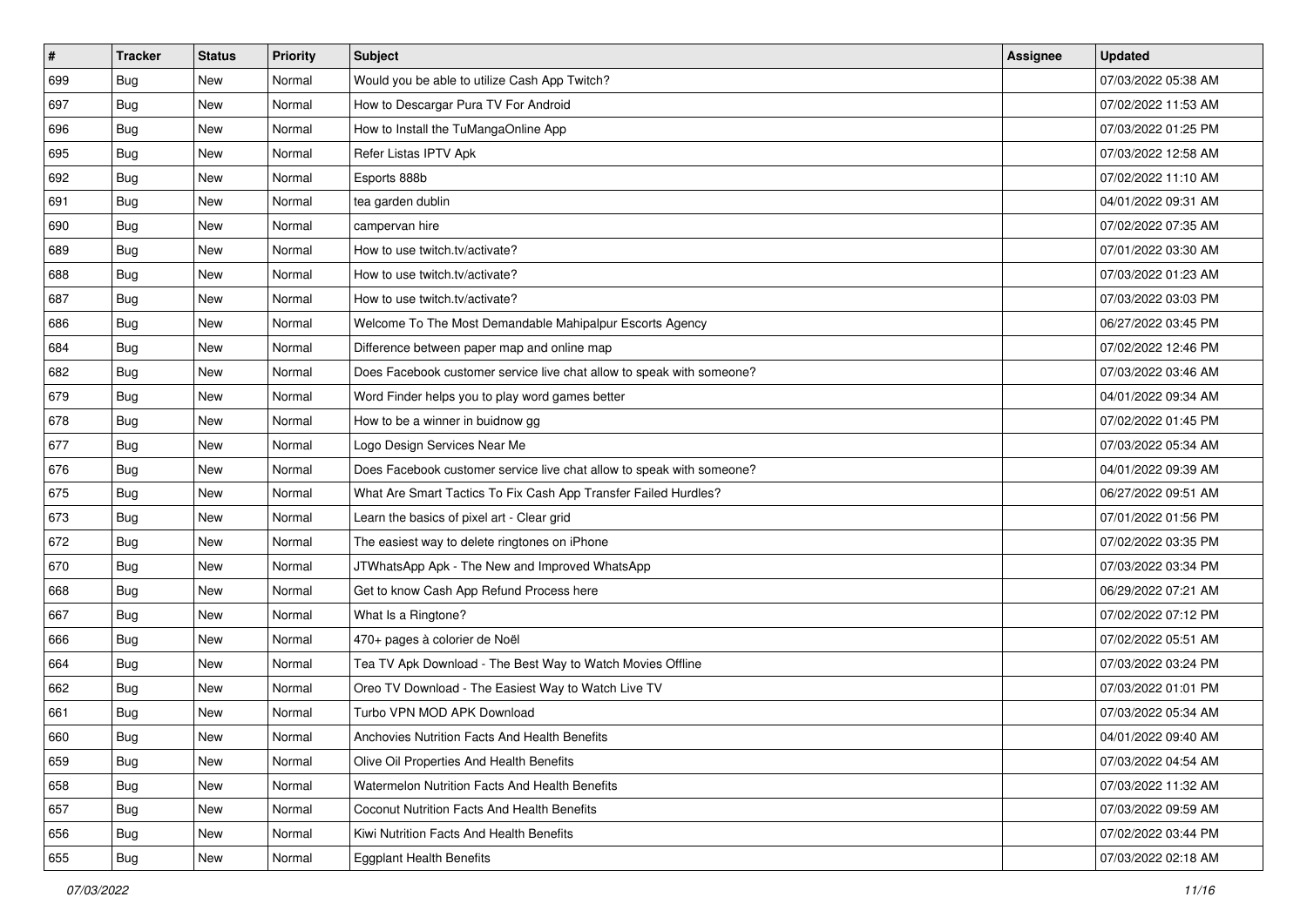| # | Tracker | Status | Priority | Subject | Assignee | Updated |
|---|---|---|---|---|---|---|
| 699 | Bug | New | Normal | Would you be able to utilize Cash App Twitch? | | 07/03/2022 05:38 AM |
| 697 | Bug | New | Normal | How to Descargar Pura TV For Android | | 07/02/2022 11:53 AM |
| 696 | Bug | New | Normal | How to Install the TuMangaOnline App | | 07/03/2022 01:25 PM |
| 695 | Bug | New | Normal | Refer Listas IPTV Apk | | 07/03/2022 12:58 AM |
| 692 | Bug | New | Normal | Esports 888b | | 07/02/2022 11:10 AM |
| 691 | Bug | New | Normal | tea garden dublin | | 04/01/2022 09:31 AM |
| 690 | Bug | New | Normal | campervan hire | | 07/02/2022 07:35 AM |
| 689 | Bug | New | Normal | How to use twitch.tv/activate? | | 07/01/2022 03:30 AM |
| 688 | Bug | New | Normal | How to use twitch.tv/activate? | | 07/03/2022 01:23 AM |
| 687 | Bug | New | Normal | How to use twitch.tv/activate? | | 07/03/2022 03:03 PM |
| 686 | Bug | New | Normal | Welcome To The Most Demandable Mahipalpur Escorts Agency | | 06/27/2022 03:45 PM |
| 684 | Bug | New | Normal | Difference between paper map and online map | | 07/02/2022 12:46 PM |
| 682 | Bug | New | Normal | Does Facebook customer service live chat allow to speak with someone? | | 07/03/2022 03:46 AM |
| 679 | Bug | New | Normal | Word Finder helps you to play word games better | | 04/01/2022 09:34 AM |
| 678 | Bug | New | Normal | How to be a winner in buidnow gg | | 07/02/2022 01:45 PM |
| 677 | Bug | New | Normal | Logo Design Services Near Me | | 07/03/2022 05:34 AM |
| 676 | Bug | New | Normal | Does Facebook customer service live chat allow to speak with someone? | | 04/01/2022 09:39 AM |
| 675 | Bug | New | Normal | What Are Smart Tactics To Fix Cash App Transfer Failed Hurdles? | | 06/27/2022 09:51 AM |
| 673 | Bug | New | Normal | Learn the basics of pixel art - Clear grid | | 07/01/2022 01:56 PM |
| 672 | Bug | New | Normal | The easiest way to delete ringtones on iPhone | | 07/02/2022 03:35 PM |
| 670 | Bug | New | Normal | JTWhatsApp Apk - The New and Improved WhatsApp | | 07/03/2022 03:34 PM |
| 668 | Bug | New | Normal | Get to know Cash App Refund Process here | | 06/29/2022 07:21 AM |
| 667 | Bug | New | Normal | What Is a Ringtone? | | 07/02/2022 07:12 PM |
| 666 | Bug | New | Normal | 470+ pages à colorier de Noël | | 07/02/2022 05:51 AM |
| 664 | Bug | New | Normal | Tea TV Apk Download - The Best Way to Watch Movies Offline | | 07/03/2022 03:24 PM |
| 662 | Bug | New | Normal | Oreo TV Download - The Easiest Way to Watch Live TV | | 07/03/2022 01:01 PM |
| 661 | Bug | New | Normal | Turbo VPN MOD APK Download | | 07/03/2022 05:34 AM |
| 660 | Bug | New | Normal | Anchovies Nutrition Facts And Health Benefits | | 04/01/2022 09:40 AM |
| 659 | Bug | New | Normal | Olive Oil Properties And Health Benefits | | 07/03/2022 04:54 AM |
| 658 | Bug | New | Normal | Watermelon Nutrition Facts And Health Benefits | | 07/03/2022 11:32 AM |
| 657 | Bug | New | Normal | Coconut Nutrition Facts And Health Benefits | | 07/03/2022 09:59 AM |
| 656 | Bug | New | Normal | Kiwi Nutrition Facts And Health Benefits | | 07/02/2022 03:44 PM |
| 655 | Bug | New | Normal | Eggplant Health Benefits | | 07/03/2022 02:18 AM |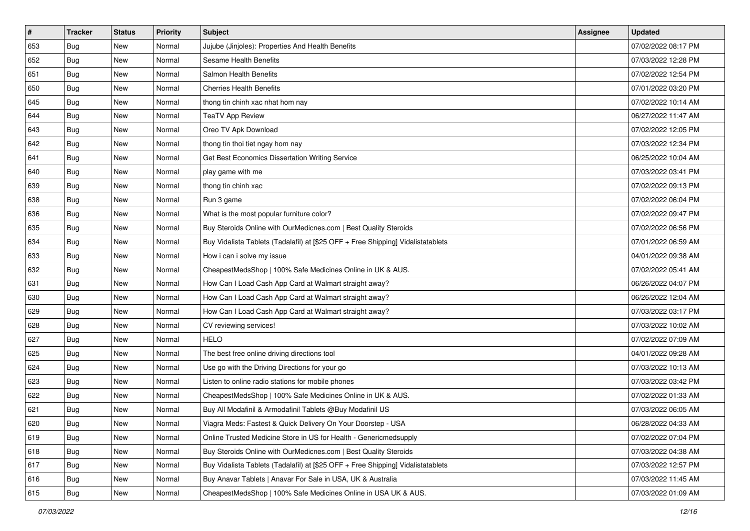| # | Tracker | Status | Priority | Subject | Assignee | Updated |
|---|---|---|---|---|---|---|
| 653 | Bug | New | Normal | Jujube (Jinjoles): Properties And Health Benefits | | 07/02/2022 08:17 PM |
| 652 | Bug | New | Normal | Sesame Health Benefits | | 07/03/2022 12:28 PM |
| 651 | Bug | New | Normal | Salmon Health Benefits | | 07/02/2022 12:54 PM |
| 650 | Bug | New | Normal | Cherries Health Benefits | | 07/01/2022 03:20 PM |
| 645 | Bug | New | Normal | thong tin chinh xac nhat hom nay | | 07/02/2022 10:14 AM |
| 644 | Bug | New | Normal | TeaTV App Review | | 06/27/2022 11:47 AM |
| 643 | Bug | New | Normal | Oreo TV Apk Download | | 07/02/2022 12:05 PM |
| 642 | Bug | New | Normal | thong tin thoi tiet ngay hom nay | | 07/03/2022 12:34 PM |
| 641 | Bug | New | Normal | Get Best Economics Dissertation Writing Service | | 06/25/2022 10:04 AM |
| 640 | Bug | New | Normal | play game with me | | 07/03/2022 03:41 PM |
| 639 | Bug | New | Normal | thong tin chinh xac | | 07/02/2022 09:13 PM |
| 638 | Bug | New | Normal | Run 3 game | | 07/02/2022 06:04 PM |
| 636 | Bug | New | Normal | What is the most popular furniture color? | | 07/02/2022 09:47 PM |
| 635 | Bug | New | Normal | Buy Steroids Online with OurMedicnes.com \| Best Quality Steroids | | 07/02/2022 06:56 PM |
| 634 | Bug | New | Normal | Buy Vidalista Tablets (Tadalafil) at [$25 OFF + Free Shipping] Vidalistatablets | | 07/01/2022 06:59 AM |
| 633 | Bug | New | Normal | How i can i solve my issue | | 04/01/2022 09:38 AM |
| 632 | Bug | New | Normal | CheapestMedsShop \| 100% Safe Medicines Online in UK & AUS. | | 07/02/2022 05:41 AM |
| 631 | Bug | New | Normal | How Can I Load Cash App Card at Walmart straight away? | | 06/26/2022 04:07 PM |
| 630 | Bug | New | Normal | How Can I Load Cash App Card at Walmart straight away? | | 06/26/2022 12:04 AM |
| 629 | Bug | New | Normal | How Can I Load Cash App Card at Walmart straight away? | | 07/03/2022 03:17 PM |
| 628 | Bug | New | Normal | CV reviewing services! | | 07/03/2022 10:02 AM |
| 627 | Bug | New | Normal | HELO | | 07/02/2022 07:09 AM |
| 625 | Bug | New | Normal | The best free online driving directions tool | | 04/01/2022 09:28 AM |
| 624 | Bug | New | Normal | Use go with the Driving Directions for your go | | 07/03/2022 10:13 AM |
| 623 | Bug | New | Normal | Listen to online radio stations for mobile phones | | 07/03/2022 03:42 PM |
| 622 | Bug | New | Normal | CheapestMedsShop \| 100% Safe Medicines Online in UK & AUS. | | 07/02/2022 01:33 AM |
| 621 | Bug | New | Normal | Buy All Modafinil & Armodafinil Tablets @Buy Modafinil US | | 07/03/2022 06:05 AM |
| 620 | Bug | New | Normal | Viagra Meds: Fastest & Quick Delivery On Your Doorstep - USA | | 06/28/2022 04:33 AM |
| 619 | Bug | New | Normal | Online Trusted Medicine Store in US for Health - Genericmedsupply | | 07/02/2022 07:04 PM |
| 618 | Bug | New | Normal | Buy Steroids Online with OurMedicnes.com \| Best Quality Steroids | | 07/03/2022 04:38 AM |
| 617 | Bug | New | Normal | Buy Vidalista Tablets (Tadalafil) at [$25 OFF + Free Shipping] Vidalistatablets | | 07/03/2022 12:57 PM |
| 616 | Bug | New | Normal | Buy Anavar Tablets \| Anavar For Sale in USA, UK & Australia | | 07/03/2022 11:45 AM |
| 615 | Bug | New | Normal | CheapestMedsShop \| 100% Safe Medicines Online in USA UK & AUS. | | 07/03/2022 01:09 AM |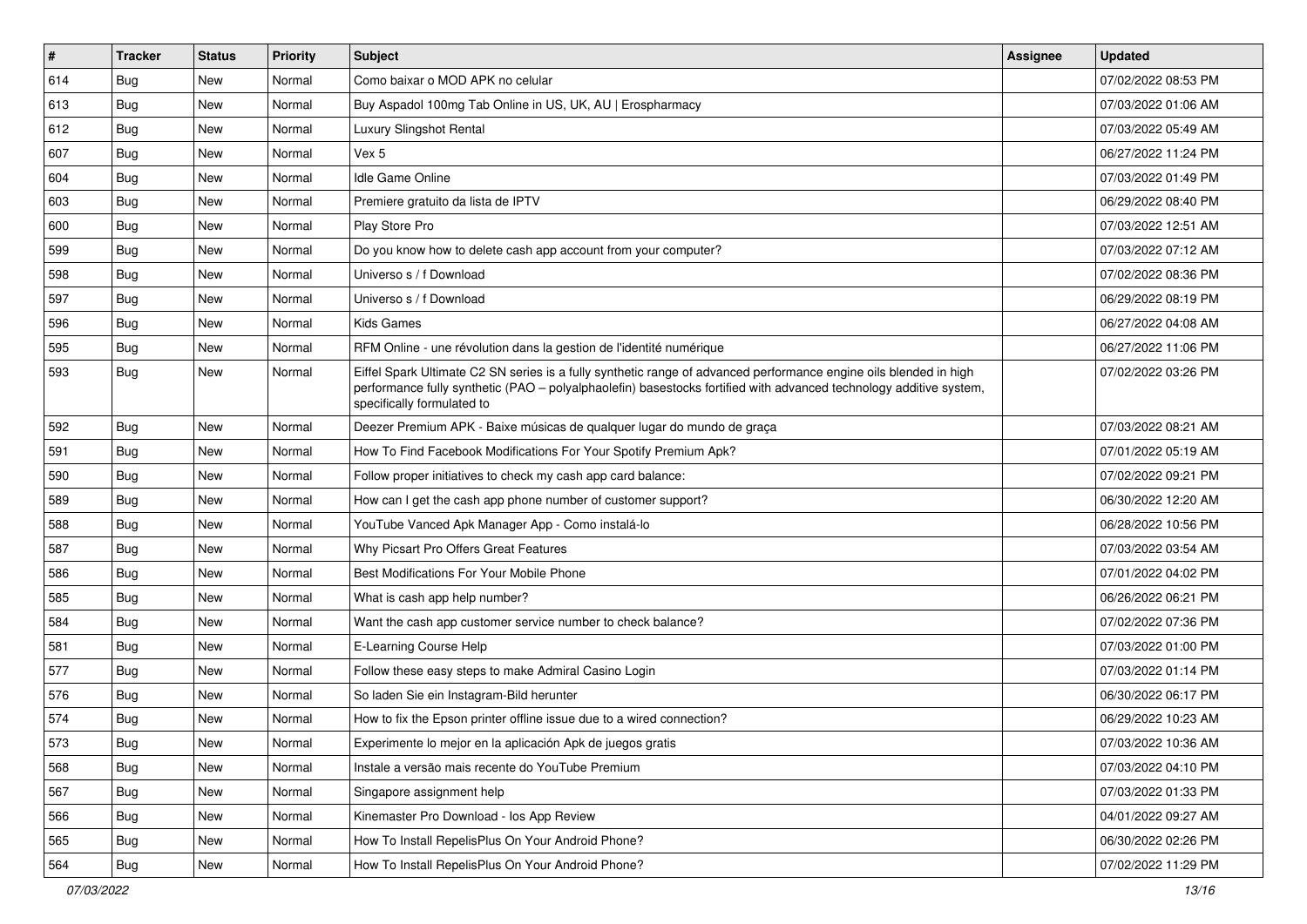| # | Tracker | Status | Priority | Subject | Assignee | Updated |
|---|---|---|---|---|---|---|
| 614 | Bug | New | Normal | Como baixar o MOD APK no celular | | 07/02/2022 08:53 PM |
| 613 | Bug | New | Normal | Buy Aspadol 100mg Tab Online in US, UK, AU \| Erospharmacy | | 07/03/2022 01:06 AM |
| 612 | Bug | New | Normal | Luxury Slingshot Rental | | 07/03/2022 05:49 AM |
| 607 | Bug | New | Normal | Vex 5 | | 06/27/2022 11:24 PM |
| 604 | Bug | New | Normal | Idle Game Online | | 07/03/2022 01:49 PM |
| 603 | Bug | New | Normal | Premiere gratuito da lista de IPTV | | 06/29/2022 08:40 PM |
| 600 | Bug | New | Normal | Play Store Pro | | 07/03/2022 12:51 AM |
| 599 | Bug | New | Normal | Do you know how to delete cash app account from your computer? | | 07/03/2022 07:12 AM |
| 598 | Bug | New | Normal | Universo s / f Download | | 07/02/2022 08:36 PM |
| 597 | Bug | New | Normal | Universo s / f Download | | 06/29/2022 08:19 PM |
| 596 | Bug | New | Normal | Kids Games | | 06/27/2022 04:08 AM |
| 595 | Bug | New | Normal | RFM Online - une révolution dans la gestion de l'identité numérique | | 06/27/2022 11:06 PM |
| 593 | Bug | New | Normal | Eiffel Spark Ultimate C2 SN series is a fully synthetic range of advanced performance engine oils blended in high performance fully synthetic (PAO – polyalphaolefin) basestocks fortified with advanced technology additive system, specifically formulated to | | 07/02/2022 03:26 PM |
| 592 | Bug | New | Normal | Deezer Premium APK - Baixe músicas de qualquer lugar do mundo de graça | | 07/03/2022 08:21 AM |
| 591 | Bug | New | Normal | How To Find Facebook Modifications For Your Spotify Premium Apk? | | 07/01/2022 05:19 AM |
| 590 | Bug | New | Normal | Follow proper initiatives to check my cash app card balance: | | 07/02/2022 09:21 PM |
| 589 | Bug | New | Normal | How can I get the cash app phone number of customer support? | | 06/30/2022 12:20 AM |
| 588 | Bug | New | Normal | YouTube Vanced Apk Manager App - Como instalá-lo | | 06/28/2022 10:56 PM |
| 587 | Bug | New | Normal | Why Picsart Pro Offers Great Features | | 07/03/2022 03:54 AM |
| 586 | Bug | New | Normal | Best Modifications For Your Mobile Phone | | 07/01/2022 04:02 PM |
| 585 | Bug | New | Normal | What is cash app help number? | | 06/26/2022 06:21 PM |
| 584 | Bug | New | Normal | Want the cash app customer service number to check balance? | | 07/02/2022 07:36 PM |
| 581 | Bug | New | Normal | E-Learning Course Help | | 07/03/2022 01:00 PM |
| 577 | Bug | New | Normal | Follow these easy steps to make Admiral Casino Login | | 07/03/2022 01:14 PM |
| 576 | Bug | New | Normal | So laden Sie ein Instagram-Bild herunter | | 06/30/2022 06:17 PM |
| 574 | Bug | New | Normal | How to fix the Epson printer offline issue due to a wired connection? | | 06/29/2022 10:23 AM |
| 573 | Bug | New | Normal | Experimente lo mejor en la aplicación Apk de juegos gratis | | 07/03/2022 10:36 AM |
| 568 | Bug | New | Normal | Instale a versão mais recente do YouTube Premium | | 07/03/2022 04:10 PM |
| 567 | Bug | New | Normal | Singapore assignment help | | 07/03/2022 01:33 PM |
| 566 | Bug | New | Normal | Kinemaster Pro Download - Ios App Review | | 04/01/2022 09:27 AM |
| 565 | Bug | New | Normal | How To Install RepelisPlus On Your Android Phone? | | 06/30/2022 02:26 PM |
| 564 | Bug | New | Normal | How To Install RepelisPlus On Your Android Phone? | | 07/02/2022 11:29 PM |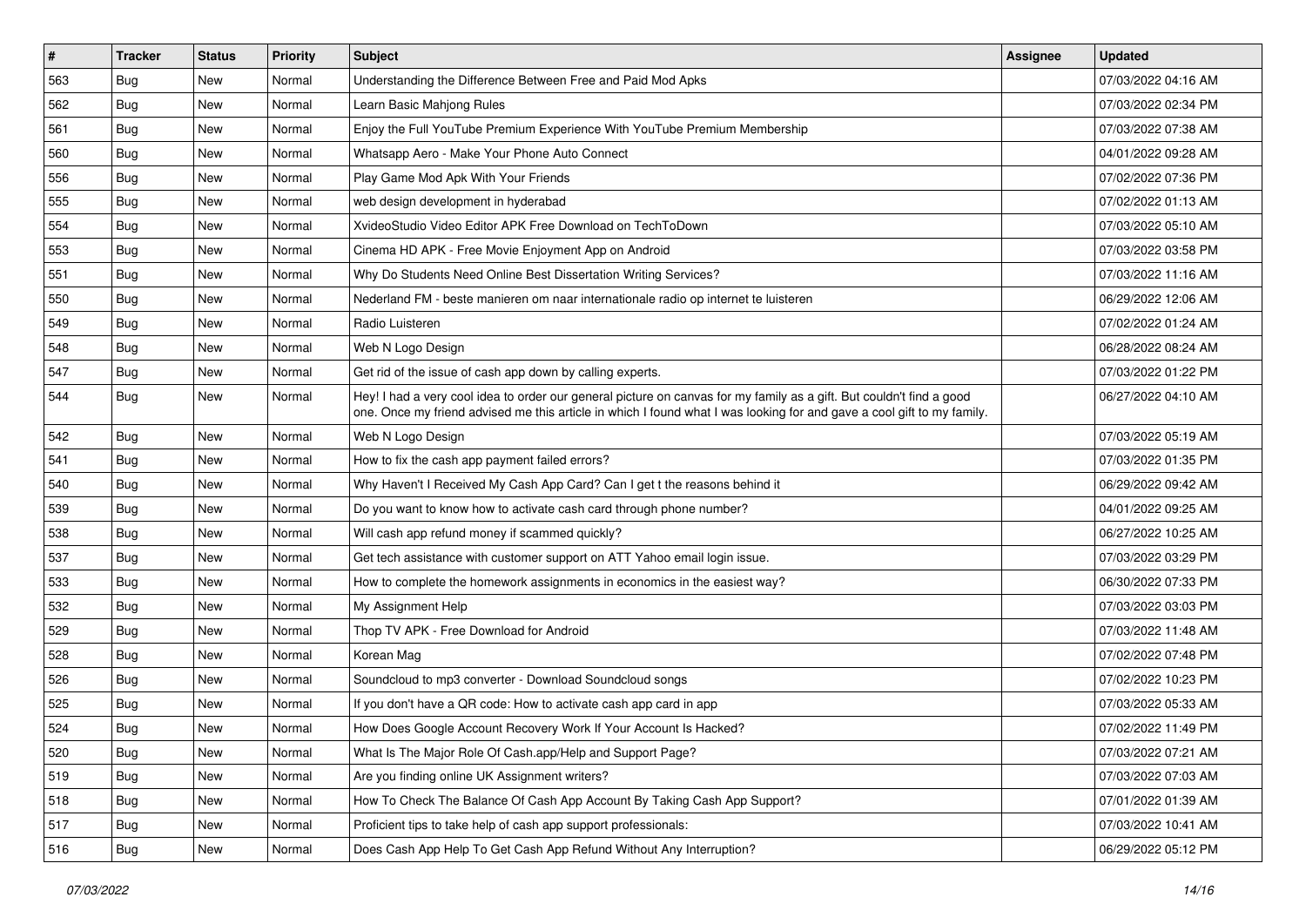| # | Tracker | Status | Priority | Subject | Assignee | Updated |
|---|---|---|---|---|---|---|
| 563 | Bug | New | Normal | Understanding the Difference Between Free and Paid Mod Apks | | 07/03/2022 04:16 AM |
| 562 | Bug | New | Normal | Learn Basic Mahjong Rules | | 07/03/2022 02:34 PM |
| 561 | Bug | New | Normal | Enjoy the Full YouTube Premium Experience With YouTube Premium Membership | | 07/03/2022 07:38 AM |
| 560 | Bug | New | Normal | Whatsapp Aero - Make Your Phone Auto Connect | | 04/01/2022 09:28 AM |
| 556 | Bug | New | Normal | Play Game Mod Apk With Your Friends | | 07/02/2022 07:36 PM |
| 555 | Bug | New | Normal | web design development in hyderabad | | 07/02/2022 01:13 AM |
| 554 | Bug | New | Normal | XvideoStudio Video Editor APK Free Download on TechToDown | | 07/03/2022 05:10 AM |
| 553 | Bug | New | Normal | Cinema HD APK - Free Movie Enjoyment App on Android | | 07/03/2022 03:58 PM |
| 551 | Bug | New | Normal | Why Do Students Need Online Best Dissertation Writing Services? | | 07/03/2022 11:16 AM |
| 550 | Bug | New | Normal | Nederland FM - beste manieren om naar internationale radio op internet te luisteren | | 06/29/2022 12:06 AM |
| 549 | Bug | New | Normal | Radio Luisteren | | 07/02/2022 01:24 AM |
| 548 | Bug | New | Normal | Web N Logo Design | | 06/28/2022 08:24 AM |
| 547 | Bug | New | Normal | Get rid of the issue of cash app down by calling experts. | | 07/03/2022 01:22 PM |
| 544 | Bug | New | Normal | Hey! I had a very cool idea to order our general picture on canvas for my family as a gift. But couldn't find a good one. Once my friend advised me this article in which I found what I was looking for and gave a cool gift to my family. | | 06/27/2022 04:10 AM |
| 542 | Bug | New | Normal | Web N Logo Design | | 07/03/2022 05:19 AM |
| 541 | Bug | New | Normal | How to fix the cash app payment failed errors? | | 07/03/2022 01:35 PM |
| 540 | Bug | New | Normal | Why Haven't I Received My Cash App Card? Can I get t the reasons behind it | | 06/29/2022 09:42 AM |
| 539 | Bug | New | Normal | Do you want to know how to activate cash card through phone number? | | 04/01/2022 09:25 AM |
| 538 | Bug | New | Normal | Will cash app refund money if scammed quickly? | | 06/27/2022 10:25 AM |
| 537 | Bug | New | Normal | Get tech assistance with customer support on ATT Yahoo email login issue. | | 07/03/2022 03:29 PM |
| 533 | Bug | New | Normal | How to complete the homework assignments in economics in the easiest way? | | 06/30/2022 07:33 PM |
| 532 | Bug | New | Normal | My Assignment Help | | 07/03/2022 03:03 PM |
| 529 | Bug | New | Normal | Thop TV APK - Free Download for Android | | 07/03/2022 11:48 AM |
| 528 | Bug | New | Normal | Korean Mag | | 07/02/2022 07:48 PM |
| 526 | Bug | New | Normal | Soundcloud to mp3 converter - Download Soundcloud songs | | 07/02/2022 10:23 PM |
| 525 | Bug | New | Normal | If you don't have a QR code: How to activate cash app card in app | | 07/03/2022 05:33 AM |
| 524 | Bug | New | Normal | How Does Google Account Recovery Work If Your Account Is Hacked? | | 07/02/2022 11:49 PM |
| 520 | Bug | New | Normal | What Is The Major Role Of Cash.app/Help and Support Page? | | 07/03/2022 07:21 AM |
| 519 | Bug | New | Normal | Are you finding online UK Assignment writers? | | 07/03/2022 07:03 AM |
| 518 | Bug | New | Normal | How To Check The Balance Of Cash App Account By Taking Cash App Support? | | 07/01/2022 01:39 AM |
| 517 | Bug | New | Normal | Proficient tips to take help of cash app support professionals: | | 07/03/2022 10:41 AM |
| 516 | Bug | New | Normal | Does Cash App Help To Get Cash App Refund Without Any Interruption? | | 06/29/2022 05:12 PM |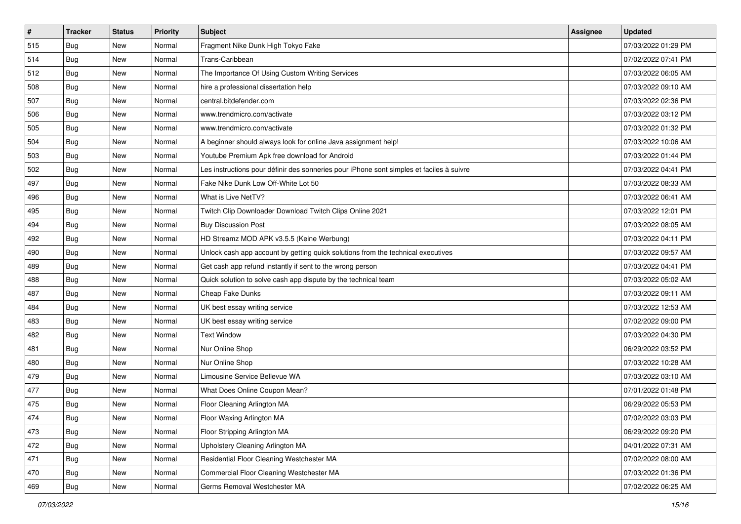| # | Tracker | Status | Priority | Subject | Assignee | Updated |
|---|---|---|---|---|---|---|
| 515 | Bug | New | Normal | Fragment Nike Dunk High Tokyo Fake | | 07/03/2022 01:29 PM |
| 514 | Bug | New | Normal | Trans-Caribbean | | 07/02/2022 07:41 PM |
| 512 | Bug | New | Normal | The Importance Of Using Custom Writing Services | | 07/03/2022 06:05 AM |
| 508 | Bug | New | Normal | hire a professional dissertation help | | 07/03/2022 09:10 AM |
| 507 | Bug | New | Normal | central.bitdefender.com | | 07/03/2022 02:36 PM |
| 506 | Bug | New | Normal | www.trendmicro.com/activate | | 07/03/2022 03:12 PM |
| 505 | Bug | New | Normal | www.trendmicro.com/activate | | 07/03/2022 01:32 PM |
| 504 | Bug | New | Normal | A beginner should always look for online Java assignment help! | | 07/03/2022 10:06 AM |
| 503 | Bug | New | Normal | Youtube Premium Apk free download for Android | | 07/03/2022 01:44 PM |
| 502 | Bug | New | Normal | Les instructions pour définir des sonneries pour iPhone sont simples et faciles à suivre | | 07/03/2022 04:41 PM |
| 497 | Bug | New | Normal | Fake Nike Dunk Low Off-White Lot 50 | | 07/03/2022 08:33 AM |
| 496 | Bug | New | Normal | What is Live NetTV? | | 07/03/2022 06:41 AM |
| 495 | Bug | New | Normal | Twitch Clip Downloader Download Twitch Clips Online 2021 | | 07/03/2022 12:01 PM |
| 494 | Bug | New | Normal | Buy Discussion Post | | 07/03/2022 08:05 AM |
| 492 | Bug | New | Normal | HD Streamz MOD APK v3.5.5 (Keine Werbung) | | 07/03/2022 04:11 PM |
| 490 | Bug | New | Normal | Unlock cash app account by getting quick solutions from the technical executives | | 07/03/2022 09:57 AM |
| 489 | Bug | New | Normal | Get cash app refund instantly if sent to the wrong person | | 07/03/2022 04:41 PM |
| 488 | Bug | New | Normal | Quick solution to solve cash app dispute by the technical team | | 07/03/2022 05:02 AM |
| 487 | Bug | New | Normal | Cheap Fake Dunks | | 07/03/2022 09:11 AM |
| 484 | Bug | New | Normal | UK best essay writing service | | 07/03/2022 12:53 AM |
| 483 | Bug | New | Normal | UK best essay writing service | | 07/02/2022 09:00 PM |
| 482 | Bug | New | Normal | Text Window | | 07/03/2022 04:30 PM |
| 481 | Bug | New | Normal | Nur Online Shop | | 06/29/2022 03:52 PM |
| 480 | Bug | New | Normal | Nur Online Shop | | 07/03/2022 10:28 AM |
| 479 | Bug | New | Normal | Limousine Service Bellevue WA | | 07/03/2022 03:10 AM |
| 477 | Bug | New | Normal | What Does Online Coupon Mean? | | 07/01/2022 01:48 PM |
| 475 | Bug | New | Normal | Floor Cleaning Arlington MA | | 06/29/2022 05:53 PM |
| 474 | Bug | New | Normal | Floor Waxing Arlington MA | | 07/02/2022 03:03 PM |
| 473 | Bug | New | Normal | Floor Stripping Arlington MA | | 06/29/2022 09:20 PM |
| 472 | Bug | New | Normal | Upholstery Cleaning Arlington MA | | 04/01/2022 07:31 AM |
| 471 | Bug | New | Normal | Residential Floor Cleaning Westchester MA | | 07/02/2022 08:00 AM |
| 470 | Bug | New | Normal | Commercial Floor Cleaning Westchester MA | | 07/03/2022 01:36 PM |
| 469 | Bug | New | Normal | Germs Removal Westchester MA | | 07/02/2022 06:25 AM |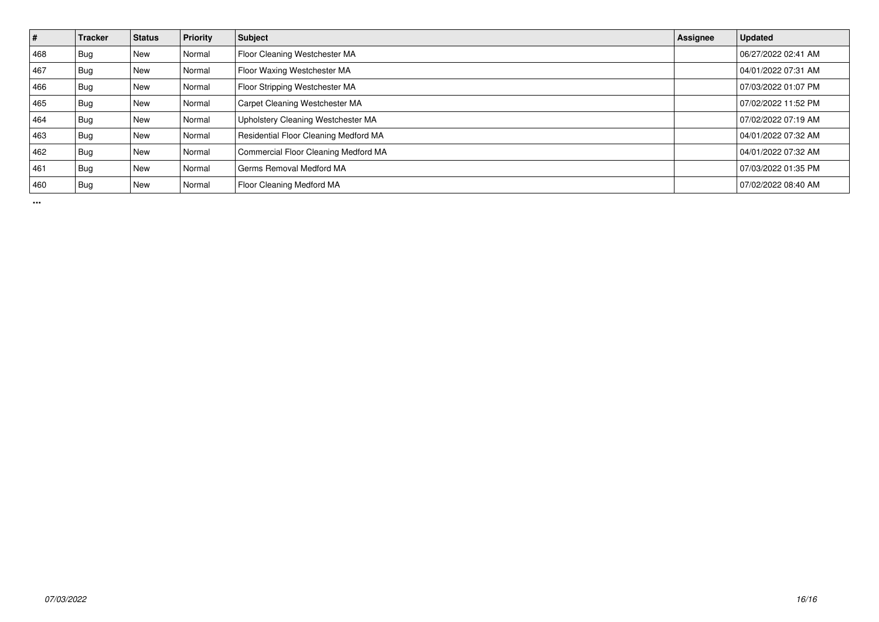| # | Tracker | Status | Priority | Subject | Assignee | Updated |
|---|---|---|---|---|---|---|
| 468 | Bug | New | Normal | Floor Cleaning Westchester MA | | 06/27/2022 02:41 AM |
| 467 | Bug | New | Normal | Floor Waxing Westchester MA | | 04/01/2022 07:31 AM |
| 466 | Bug | New | Normal | Floor Stripping Westchester MA | | 07/03/2022 01:07 PM |
| 465 | Bug | New | Normal | Carpet Cleaning Westchester MA | | 07/02/2022 11:52 PM |
| 464 | Bug | New | Normal | Upholstery Cleaning Westchester MA | | 07/02/2022 07:19 AM |
| 463 | Bug | New | Normal | Residential Floor Cleaning Medford MA | | 04/01/2022 07:32 AM |
| 462 | Bug | New | Normal | Commercial Floor Cleaning Medford MA | | 04/01/2022 07:32 AM |
| 461 | Bug | New | Normal | Germs Removal Medford MA | | 07/03/2022 01:35 PM |
| 460 | Bug | New | Normal | Floor Cleaning Medford MA | | 07/02/2022 08:40 AM |

...